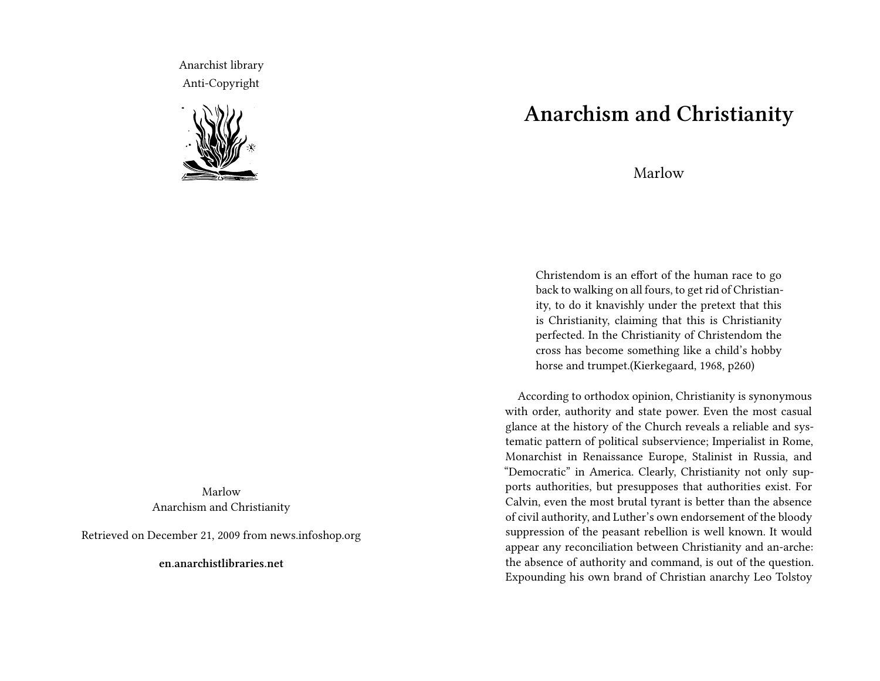Anarchist library
Anti-Copyright

Marlow
Anarchism and Christianity

Retrieved on December 21, 2009 from news.infoshop.org

**en.anarchistlibraries.net**

# Anarchism and Christianity

Marlow

> Christendom is an effort of the human race to go back to walking on all fours, to get rid of Christianity, to do it knavishly under the pretext that this is Christianity, claiming that this is Christianity perfected. In the Christianity of Christendom the cross has become something like a child's hobby horse and trumpet.(Kierkegaard, 1968, p260)

According to orthodox opinion, Christianity is synonymous with order, authority and state power. Even the most casual glance at the history of the Church reveals a reliable and systematic pattern of political subservience; Imperialist in Rome, Monarchist in Renaissance Europe, Stalinist in Russia, and "Democratic" in America. Clearly, Christianity not only supports authorities, but presupposes that authorities exist. For Calvin, even the most brutal tyrant is better than the absence of civil authority, and Luther's own endorsement of the bloody suppression of the peasant rebellion is well known. It would appear any reconciliation between Christianity and an-arche: the absence of authority and command, is out of the question. Expounding his own brand of Christian anarchy Leo Tolstoy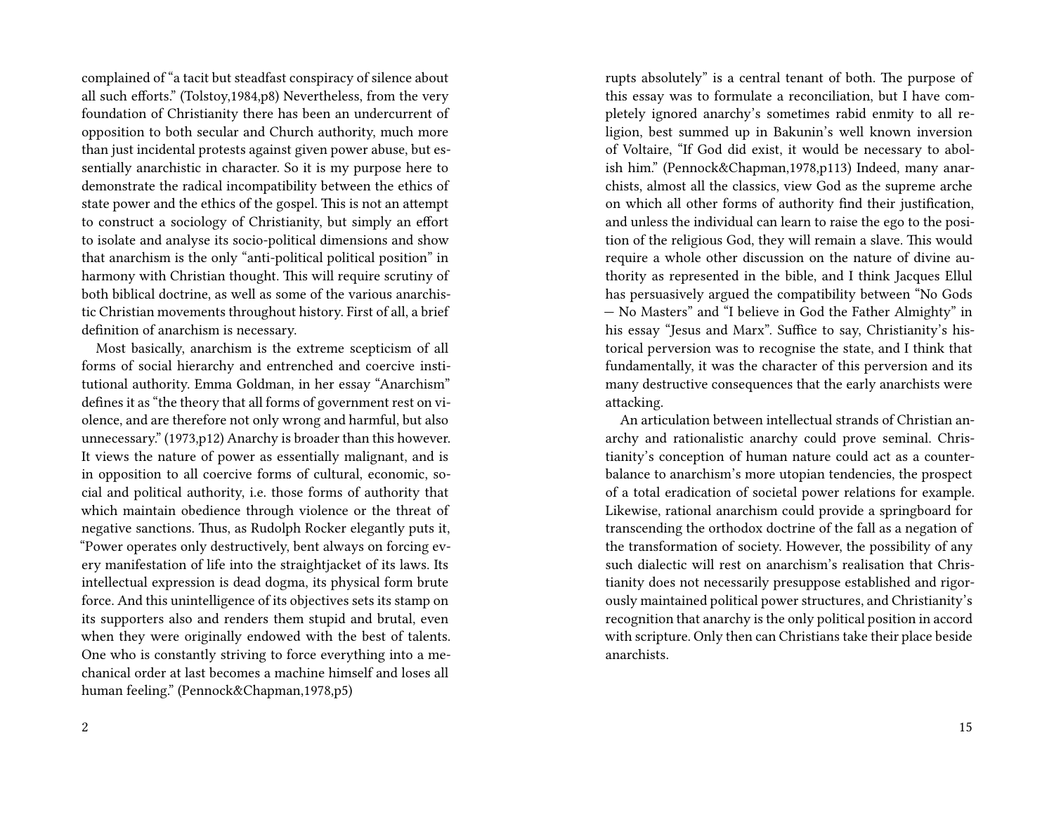complained of "a tacit but steadfast conspiracy of silence about all such efforts." (Tolstoy,1984,p8) Nevertheless, from the very foundation of Christianity there has been an undercurrent of opposition to both secular and Church authority, much more than just incidental protests against given power abuse, but essentially anarchistic in character. So it is my purpose here to demonstrate the radical incompatibility between the ethics of state power and the ethics of the gospel. This is not an attempt to construct a sociology of Christianity, but simply an effort to isolate and analyse its socio-political dimensions and show that anarchism is the only "anti-political political position" in harmony with Christian thought. This will require scrutiny of both biblical doctrine, as well as some of the various anarchistic Christian movements throughout history. First of all, a brief definition of anarchism is necessary.

Most basically, anarchism is the extreme scepticism of all forms of social hierarchy and entrenched and coercive institutional authority. Emma Goldman, in her essay "Anarchism" defines it as "the theory that all forms of government rest on violence, and are therefore not only wrong and harmful, but also unnecessary." (1973,p12) Anarchy is broader than this however. It views the nature of power as essentially malignant, and is in opposition to all coercive forms of cultural, economic, social and political authority, i.e. those forms of authority that which maintain obedience through violence or the threat of negative sanctions. Thus, as Rudolph Rocker elegantly puts it, "Power operates only destructively, bent always on forcing every manifestation of life into the straightjacket of its laws. Its intellectual expression is dead dogma, its physical form brute force. And this unintelligence of its objectives sets its stamp on its supporters also and renders them stupid and brutal, even when they were originally endowed with the best of talents. One who is constantly striving to force everything into a mechanical order at last becomes a machine himself and loses all human feeling." (Pennock&Chapman,1978,p5)

rupts absolutely" is a central tenant of both. The purpose of this essay was to formulate a reconciliation, but I have completely ignored anarchy's sometimes rabid enmity to all religion, best summed up in Bakunin's well known inversion of Voltaire, "If God did exist, it would be necessary to abolish him." (Pennock&Chapman,1978,p113) Indeed, many anarchists, almost all the classics, view God as the supreme arche on which all other forms of authority find their justification, and unless the individual can learn to raise the ego to the position of the religious God, they will remain a slave. This would require a whole other discussion on the nature of divine authority as represented in the bible, and I think Jacques Ellul has persuasively argued the compatibility between "No Gods — No Masters" and "I believe in God the Father Almighty" in his essay "Jesus and Marx". Suffice to say, Christianity's historical perversion was to recognise the state, and I think that fundamentally, it was the character of this perversion and its many destructive consequences that the early anarchists were attacking.

An articulation between intellectual strands of Christian anarchy and rationalistic anarchy could prove seminal. Christianity's conception of human nature could act as a counterbalance to anarchism's more utopian tendencies, the prospect of a total eradication of societal power relations for example. Likewise, rational anarchism could provide a springboard for transcending the orthodox doctrine of the fall as a negation of the transformation of society. However, the possibility of any such dialectic will rest on anarchism's realisation that Christianity does not necessarily presuppose established and rigorously maintained political power structures, and Christianity's recognition that anarchy is the only political position in accord with scripture. Only then can Christians take their place beside anarchists.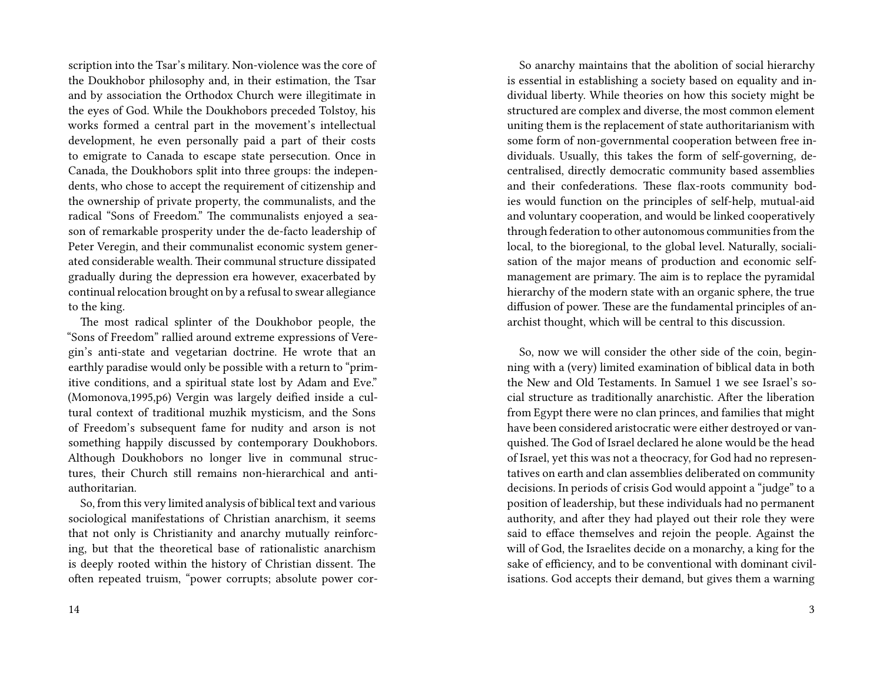scription into the Tsar's military. Non-violence was the core of the Doukhobor philosophy and, in their estimation, the Tsar and by association the Orthodox Church were illegitimate in the eyes of God. While the Doukhobors preceded Tolstoy, his works formed a central part in the movement's intellectual development, he even personally paid a part of their costs to emigrate to Canada to escape state persecution. Once in Canada, the Doukhobors split into three groups: the independents, who chose to accept the requirement of citizenship and the ownership of private property, the communalists, and the radical "Sons of Freedom." The communalists enjoyed a season of remarkable prosperity under the de-facto leadership of Peter Veregin, and their communalist economic system generated considerable wealth. Their communal structure dissipated gradually during the depression era however, exacerbated by continual relocation brought on by a refusal to swear allegiance to the king.

The most radical splinter of the Doukhobor people, the "Sons of Freedom" rallied around extreme expressions of Veregin's anti-state and vegetarian doctrine. He wrote that an earthly paradise would only be possible with a return to "primitive conditions, and a spiritual state lost by Adam and Eve." (Momonova,1995,p6) Vergin was largely deified inside a cultural context of traditional muzhik mysticism, and the Sons of Freedom's subsequent fame for nudity and arson is not something happily discussed by contemporary Doukhobors. Although Doukhobors no longer live in communal structures, their Church still remains non-hierarchical and anti-authoritarian.

So, from this very limited analysis of biblical text and various sociological manifestations of Christian anarchism, it seems that not only is Christianity and anarchy mutually reinforcing, but that the theoretical base of rationalistic anarchism is deeply rooted within the history of Christian dissent. The often repeated truism, "power corrupts; absolute power cor-

So anarchy maintains that the abolition of social hierarchy is essential in establishing a society based on equality and individual liberty. While theories on how this society might be structured are complex and diverse, the most common element uniting them is the replacement of state authoritarianism with some form of non-governmental cooperation between free individuals. Usually, this takes the form of self-governing, decentralised, directly democratic community based assemblies and their confederations. These flax-roots community bodies would function on the principles of self-help, mutual-aid and voluntary cooperation, and would be linked cooperatively through federation to other autonomous communities from the local, to the bioregional, to the global level. Naturally, socialisation of the major means of production and economic self-management are primary. The aim is to replace the pyramidal hierarchy of the modern state with an organic sphere, the true diffusion of power. These are the fundamental principles of anarchist thought, which will be central to this discussion.

So, now we will consider the other side of the coin, beginning with a (very) limited examination of biblical data in both the New and Old Testaments. In Samuel 1 we see Israel's social structure as traditionally anarchistic. After the liberation from Egypt there were no clan princes, and families that might have been considered aristocratic were either destroyed or vanquished. The God of Israel declared he alone would be the head of Israel, yet this was not a theocracy, for God had no representatives on earth and clan assemblies deliberated on community decisions. In periods of crisis God would appoint a "judge" to a position of leadership, but these individuals had no permanent authority, and after they had played out their role they were said to efface themselves and rejoin the people. Against the will of God, the Israelites decide on a monarchy, a king for the sake of efficiency, and to be conventional with dominant civilisations. God accepts their demand, but gives them a warning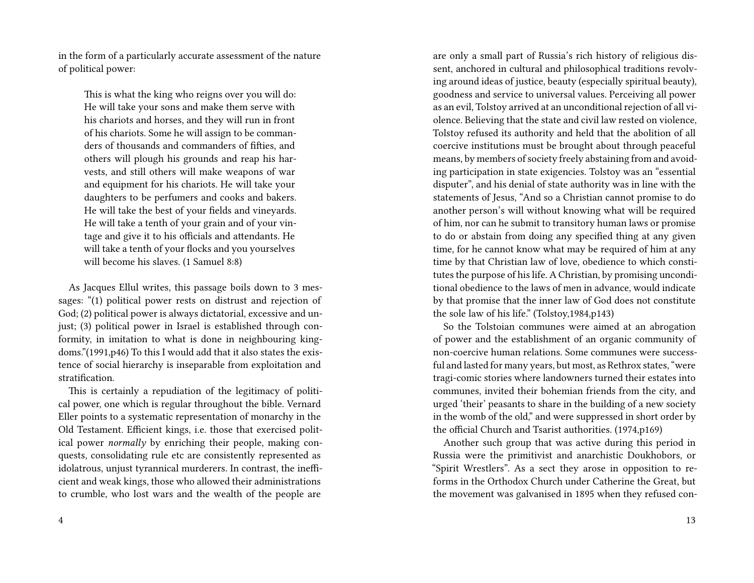in the form of a particularly accurate assessment of the nature of political power:

> This is what the king who reigns over you will do: He will take your sons and make them serve with his chariots and horses, and they will run in front of his chariots. Some he will assign to be commanders of thousands and commanders of fifties, and others will plough his grounds and reap his harvests, and still others will make weapons of war and equipment for his chariots. He will take your daughters to be perfumers and cooks and bakers. He will take the best of your fields and vineyards. He will take a tenth of your grain and of your vintage and give it to his officials and attendants. He will take a tenth of your flocks and you yourselves will become his slaves. (1 Samuel 8:8)

As Jacques Ellul writes, this passage boils down to 3 messages: "(1) political power rests on distrust and rejection of God; (2) political power is always dictatorial, excessive and unjust; (3) political power in Israel is established through conformity, in imitation to what is done in neighbouring kingdoms."(1991,p46) To this I would add that it also states the existence of social hierarchy is inseparable from exploitation and stratification.

This is certainly a repudiation of the legitimacy of political power, one which is regular throughout the bible. Vernard Eller points to a systematic representation of monarchy in the Old Testament. Efficient kings, i.e. those that exercised political power *normally* by enriching their people, making conquests, consolidating rule etc are consistently represented as idolatrous, unjust tyrannical murderers. In contrast, the inefficient and weak kings, those who allowed their administrations to crumble, who lost wars and the wealth of the people are

are only a small part of Russia's rich history of religious dissent, anchored in cultural and philosophical traditions revolving around ideas of justice, beauty (especially spiritual beauty), goodness and service to universal values. Perceiving all power as an evil, Tolstoy arrived at an unconditional rejection of all violence. Believing that the state and civil law rested on violence, Tolstoy refused its authority and held that the abolition of all coercive institutions must be brought about through peaceful means, by members of society freely abstaining from and avoiding participation in state exigencies. Tolstoy was an "essential disputer", and his denial of state authority was in line with the statements of Jesus, "And so a Christian cannot promise to do another person's will without knowing what will be required of him, nor can he submit to transitory human laws or promise to do or abstain from doing any specified thing at any given time, for he cannot know what may be required of him at any time by that Christian law of love, obedience to which constitutes the purpose of his life. A Christian, by promising unconditional obedience to the laws of men in advance, would indicate by that promise that the inner law of God does not constitute the sole law of his life." (Tolstoy,1984,p143)

So the Tolstoian communes were aimed at an abrogation of power and the establishment of an organic community of non-coercive human relations. Some communes were successful and lasted for many years, but most, as Rethrox states, "were tragi-comic stories where landowners turned their estates into communes, invited their bohemian friends from the city, and urged 'their' peasants to share in the building of a new society in the womb of the old," and were suppressed in short order by the official Church and Tsarist authorities. (1974,p169)

Another such group that was active during this period in Russia were the primitivist and anarchistic Doukhobors, or "Spirit Wrestlers". As a sect they arose in opposition to reforms in the Orthodox Church under Catherine the Great, but the movement was galvanised in 1895 when they refused con-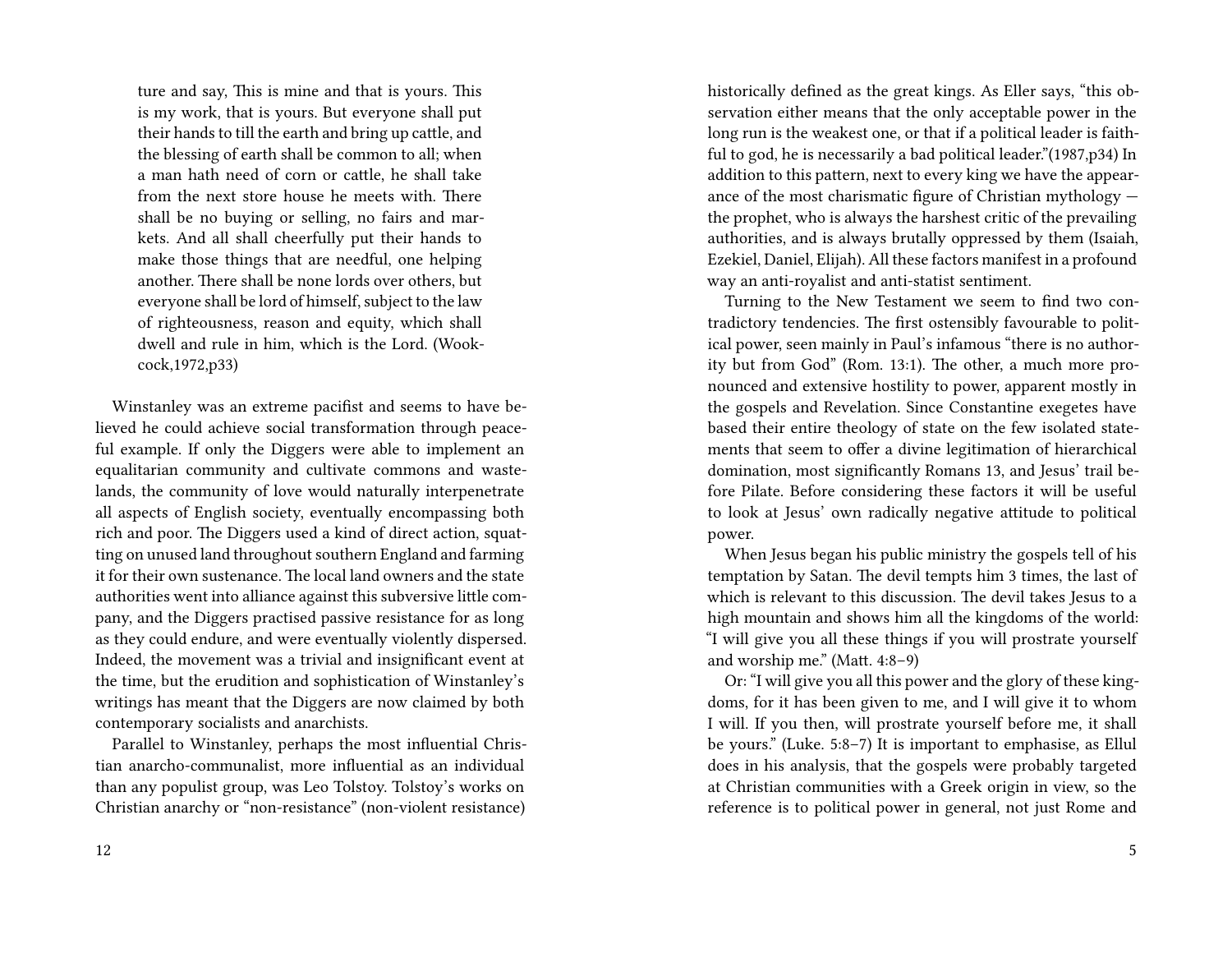ture and say, This is mine and that is yours. This is my work, that is yours. But everyone shall put their hands to till the earth and bring up cattle, and the blessing of earth shall be common to all; when a man hath need of corn or cattle, he shall take from the next store house he meets with. There shall be no buying or selling, no fairs and markets. And all shall cheerfully put their hands to make those things that are needful, one helping another. There shall be none lords over others, but everyone shall be lord of himself, subject to the law of righteousness, reason and equity, which shall dwell and rule in him, which is the Lord. (Wookcock,1972,p33)

Winstanley was an extreme pacifist and seems to have believed he could achieve social transformation through peaceful example. If only the Diggers were able to implement an equalitarian community and cultivate commons and wastelands, the community of love would naturally interpenetrate all aspects of English society, eventually encompassing both rich and poor. The Diggers used a kind of direct action, squatting on unused land throughout southern England and farming it for their own sustenance. The local land owners and the state authorities went into alliance against this subversive little company, and the Diggers practised passive resistance for as long as they could endure, and were eventually violently dispersed. Indeed, the movement was a trivial and insignificant event at the time, but the erudition and sophistication of Winstanley's writings has meant that the Diggers are now claimed by both contemporary socialists and anarchists.

Parallel to Winstanley, perhaps the most influential Christian anarcho-communalist, more influential as an individual than any populist group, was Leo Tolstoy. Tolstoy's works on Christian anarchy or "non-resistance" (non-violent resistance)

historically defined as the great kings. As Eller says, "this observation either means that the only acceptable power in the long run is the weakest one, or that if a political leader is faithful to god, he is necessarily a bad political leader."(1987,p34) In addition to this pattern, next to every king we have the appearance of the most charismatic figure of Christian mythology — the prophet, who is always the harshest critic of the prevailing authorities, and is always brutally oppressed by them (Isaiah, Ezekiel, Daniel, Elijah). All these factors manifest in a profound way an anti-royalist and anti-statist sentiment.

Turning to the New Testament we seem to find two contradictory tendencies. The first ostensibly favourable to political power, seen mainly in Paul's infamous "there is no authority but from God" (Rom. 13:1). The other, a much more pronounced and extensive hostility to power, apparent mostly in the gospels and Revelation. Since Constantine exegetes have based their entire theology of state on the few isolated statements that seem to offer a divine legitimation of hierarchical domination, most significantly Romans 13, and Jesus' trail before Pilate. Before considering these factors it will be useful to look at Jesus' own radically negative attitude to political power.

When Jesus began his public ministry the gospels tell of his temptation by Satan. The devil tempts him 3 times, the last of which is relevant to this discussion. The devil takes Jesus to a high mountain and shows him all the kingdoms of the world: "I will give you all these things if you will prostrate yourself and worship me." (Matt. 4:8–9)

Or: "I will give you all this power and the glory of these kingdoms, for it has been given to me, and I will give it to whom I will. If you then, will prostrate yourself before me, it shall be yours." (Luke. 5:8–7) It is important to emphasise, as Ellul does in his analysis, that the gospels were probably targeted at Christian communities with a Greek origin in view, so the reference is to political power in general, not just Rome and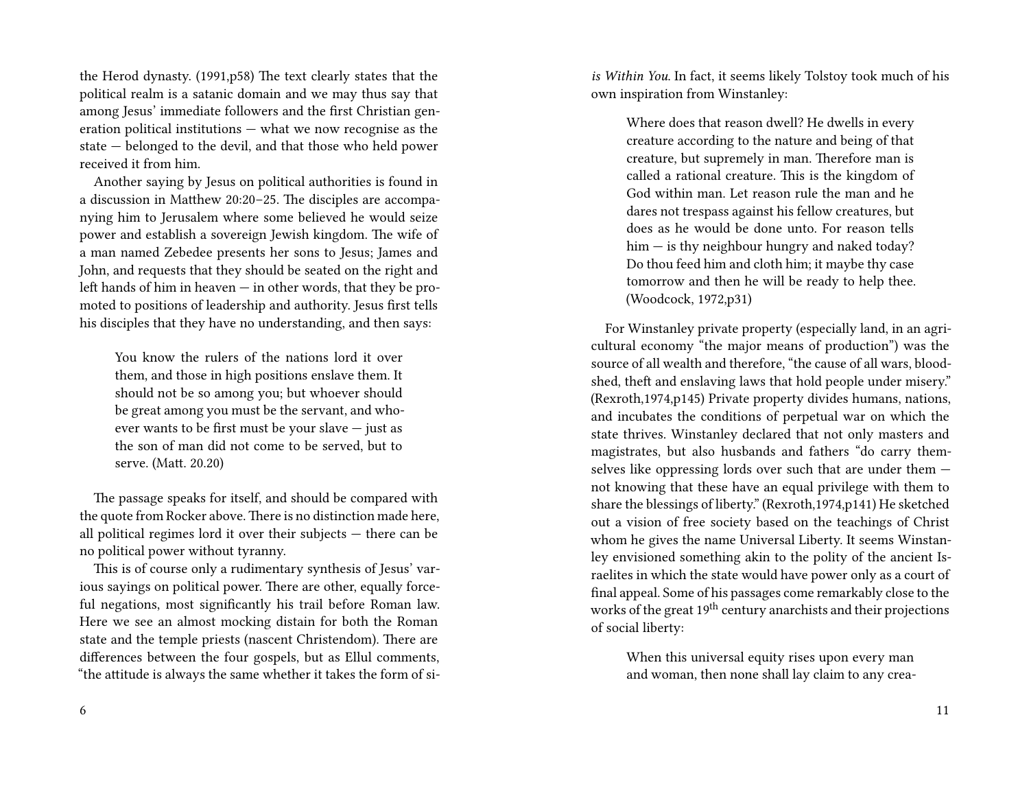the Herod dynasty. (1991,p58) The text clearly states that the political realm is a satanic domain and we may thus say that among Jesus' immediate followers and the first Christian generation political institutions — what we now recognise as the state — belonged to the devil, and that those who held power received it from him.

Another saying by Jesus on political authorities is found in a discussion in Matthew 20:20–25. The disciples are accompanying him to Jerusalem where some believed he would seize power and establish a sovereign Jewish kingdom. The wife of a man named Zebedee presents her sons to Jesus; James and John, and requests that they should be seated on the right and left hands of him in heaven — in other words, that they be promoted to positions of leadership and authority. Jesus first tells his disciples that they have no understanding, and then says:

> You know the rulers of the nations lord it over them, and those in high positions enslave them. It should not be so among you; but whoever should be great among you must be the servant, and whoever wants to be first must be your slave — just as the son of man did not come to be served, but to serve. (Matt. 20.20)

The passage speaks for itself, and should be compared with the quote from Rocker above. There is no distinction made here, all political regimes lord it over their subjects — there can be no political power without tyranny.

This is of course only a rudimentary synthesis of Jesus' various sayings on political power. There are other, equally forceful negations, most significantly his trail before Roman law. Here we see an almost mocking distain for both the Roman state and the temple priests (nascent Christendom). There are differences between the four gospels, but as Ellul comments, "the attitude is always the same whether it takes the form of si-

*is Within You*. In fact, it seems likely Tolstoy took much of his own inspiration from Winstanley:

> Where does that reason dwell? He dwells in every creature according to the nature and being of that creature, but supremely in man. Therefore man is called a rational creature. This is the kingdom of God within man. Let reason rule the man and he dares not trespass against his fellow creatures, but does as he would be done unto. For reason tells him — is thy neighbour hungry and naked today? Do thou feed him and cloth him; it maybe thy case tomorrow and then he will be ready to help thee. (Woodcock, 1972,p31)

For Winstanley private property (especially land, in an agricultural economy "the major means of production") was the source of all wealth and therefore, "the cause of all wars, bloodshed, theft and enslaving laws that hold people under misery." (Rexroth,1974,p145) Private property divides humans, nations, and incubates the conditions of perpetual war on which the state thrives. Winstanley declared that not only masters and magistrates, but also husbands and fathers "do carry themselves like oppressing lords over such that are under them — not knowing that these have an equal privilege with them to share the blessings of liberty." (Rexroth,1974,p141) He sketched out a vision of free society based on the teachings of Christ whom he gives the name Universal Liberty. It seems Winstanley envisioned something akin to the polity of the ancient Israelites in which the state would have power only as a court of final appeal. Some of his passages come remarkably close to the works of the great 19th century anarchists and their projections of social liberty:

> When this universal equity rises upon every man and woman, then none shall lay claim to any crea-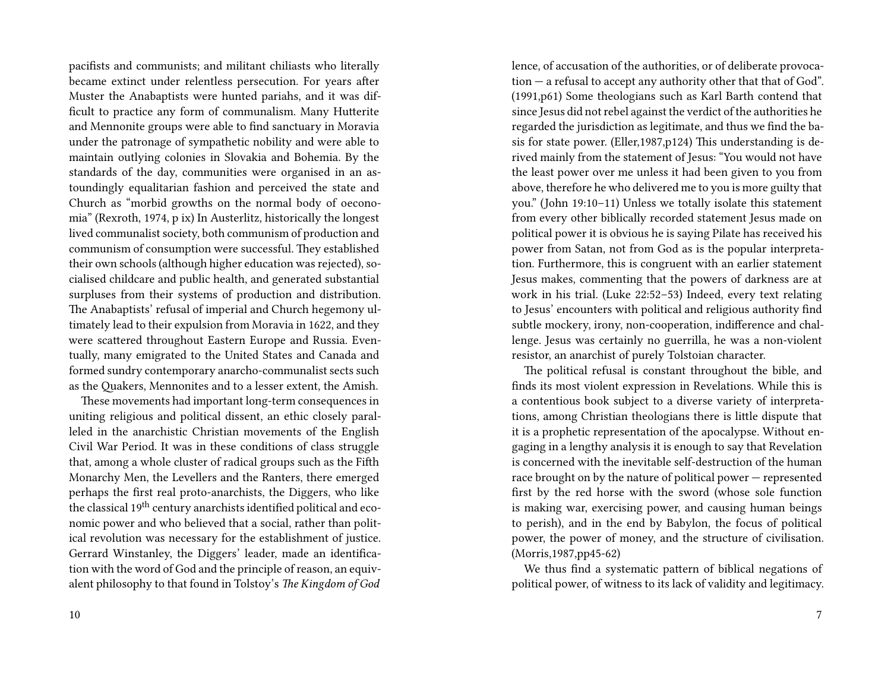pacifists and communists; and militant chiliasts who literally became extinct under relentless persecution. For years after Muster the Anabaptists were hunted pariahs, and it was difficult to practice any form of communalism. Many Hutterite and Mennonite groups were able to find sanctuary in Moravia under the patronage of sympathetic nobility and were able to maintain outlying colonies in Slovakia and Bohemia. By the standards of the day, communities were organised in an astoundingly equalitarian fashion and perceived the state and Church as "morbid growths on the normal body of oeconomia" (Rexroth, 1974, p ix) In Austerlitz, historically the longest lived communalist society, both communism of production and communism of consumption were successful. They established their own schools (although higher education was rejected), socialised childcare and public health, and generated substantial surpluses from their systems of production and distribution. The Anabaptists' refusal of imperial and Church hegemony ultimately lead to their expulsion from Moravia in 1622, and they were scattered throughout Eastern Europe and Russia. Eventually, many emigrated to the United States and Canada and formed sundry contemporary anarcho-communalist sects such as the Quakers, Mennonites and to a lesser extent, the Amish.

These movements had important long-term consequences in uniting religious and political dissent, an ethic closely paralleled in the anarchistic Christian movements of the English Civil War Period. It was in these conditions of class struggle that, among a whole cluster of radical groups such as the Fifth Monarchy Men, the Levellers and the Ranters, there emerged perhaps the first real proto-anarchists, the Diggers, who like the classical 19th century anarchists identified political and economic power and who believed that a social, rather than political revolution was necessary for the establishment of justice. Gerrard Winstanley, the Diggers' leader, made an identification with the word of God and the principle of reason, an equivalent philosophy to that found in Tolstoy's *The Kingdom of God*

lence, of accusation of the authorities, or of deliberate provocation — a refusal to accept any authority other that that of God". (1991,p61) Some theologians such as Karl Barth contend that since Jesus did not rebel against the verdict of the authorities he regarded the jurisdiction as legitimate, and thus we find the basis for state power. (Eller,1987,p124) This understanding is derived mainly from the statement of Jesus: "You would not have the least power over me unless it had been given to you from above, therefore he who delivered me to you is more guilty that you." (John 19:10–11) Unless we totally isolate this statement from every other biblically recorded statement Jesus made on political power it is obvious he is saying Pilate has received his power from Satan, not from God as is the popular interpretation. Furthermore, this is congruent with an earlier statement Jesus makes, commenting that the powers of darkness are at work in his trial. (Luke 22:52–53) Indeed, every text relating to Jesus' encounters with political and religious authority find subtle mockery, irony, non-cooperation, indifference and challenge. Jesus was certainly no guerrilla, he was a non-violent resistor, an anarchist of purely Tolstoian character.

The political refusal is constant throughout the bible, and finds its most violent expression in Revelations. While this is a contentious book subject to a diverse variety of interpretations, among Christian theologians there is little dispute that it is a prophetic representation of the apocalypse. Without engaging in a lengthy analysis it is enough to say that Revelation is concerned with the inevitable self-destruction of the human race brought on by the nature of political power — represented first by the red horse with the sword (whose sole function is making war, exercising power, and causing human beings to perish), and in the end by Babylon, the focus of political power, the power of money, and the structure of civilisation. (Morris,1987,pp45-62)

We thus find a systematic pattern of biblical negations of political power, of witness to its lack of validity and legitimacy.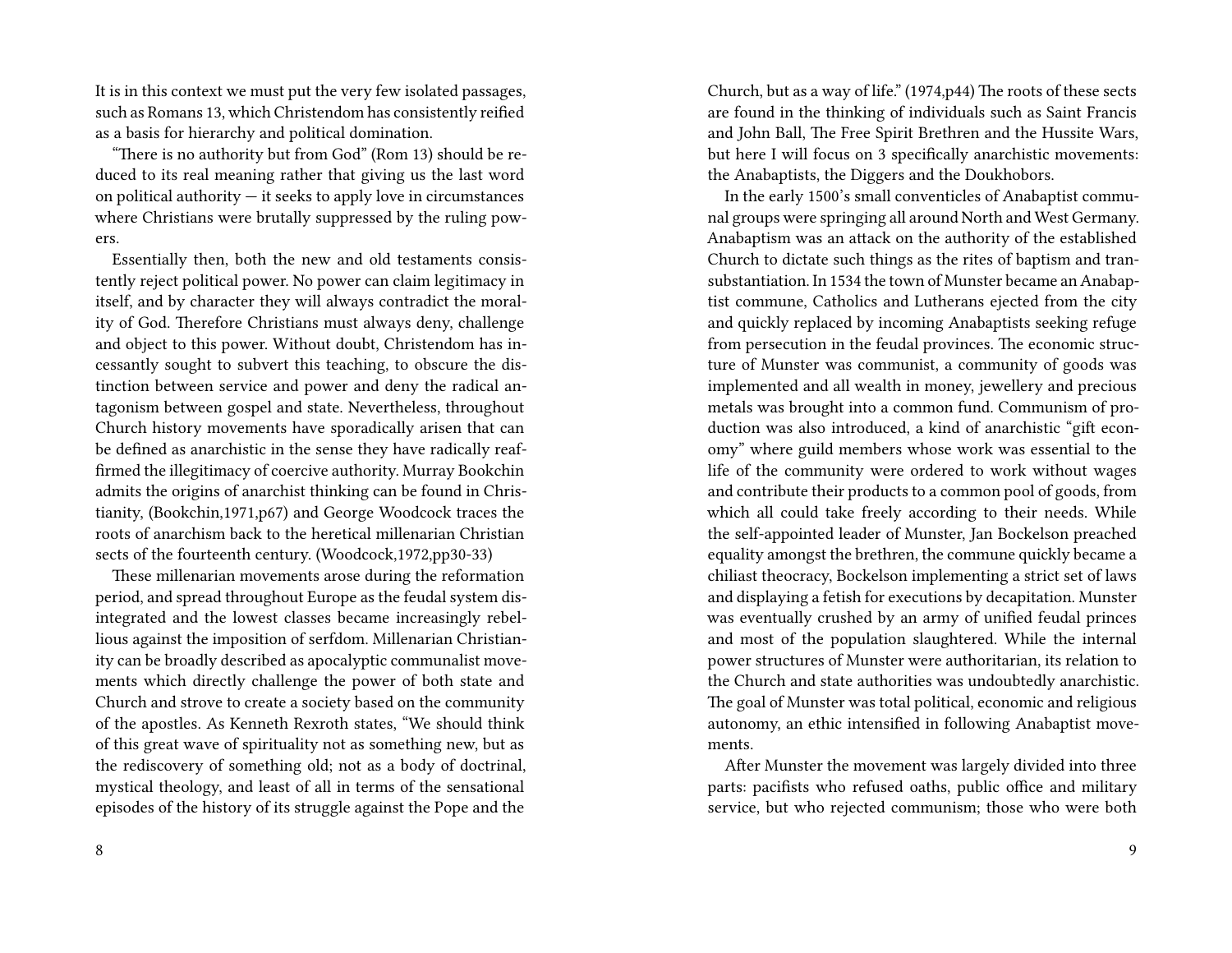It is in this context we must put the very few isolated passages, such as Romans 13, which Christendom has consistently reified as a basis for hierarchy and political domination.

"There is no authority but from God" (Rom 13) should be reduced to its real meaning rather that giving us the last word on political authority — it seeks to apply love in circumstances where Christians were brutally suppressed by the ruling powers.

Essentially then, both the new and old testaments consistently reject political power. No power can claim legitimacy in itself, and by character they will always contradict the morality of God. Therefore Christians must always deny, challenge and object to this power. Without doubt, Christendom has incessantly sought to subvert this teaching, to obscure the distinction between service and power and deny the radical antagonism between gospel and state. Nevertheless, throughout Church history movements have sporadically arisen that can be defined as anarchistic in the sense they have radically reaffirmed the illegitimacy of coercive authority. Murray Bookchin admits the origins of anarchist thinking can be found in Christianity, (Bookchin,1971,p67) and George Woodcock traces the roots of anarchism back to the heretical millenarian Christian sects of the fourteenth century. (Woodcock,1972,pp30-33)

These millenarian movements arose during the reformation period, and spread throughout Europe as the feudal system disintegrated and the lowest classes became increasingly rebellious against the imposition of serfdom. Millenarian Christianity can be broadly described as apocalyptic communalist movements which directly challenge the power of both state and Church and strove to create a society based on the community of the apostles. As Kenneth Rexroth states, "We should think of this great wave of spirituality not as something new, but as the rediscovery of something old; not as a body of doctrinal, mystical theology, and least of all in terms of the sensational episodes of the history of its struggle against the Pope and the Church, but as a way of life." (1974,p44) The roots of these sects are found in the thinking of individuals such as Saint Francis and John Ball, The Free Spirit Brethren and the Hussite Wars, but here I will focus on 3 specifically anarchistic movements: the Anabaptists, the Diggers and the Doukhobors.

In the early 1500's small conventicles of Anabaptist communal groups were springing all around North and West Germany. Anabaptism was an attack on the authority of the established Church to dictate such things as the rites of baptism and transubstantiation. In 1534 the town of Munster became an Anabaptist commune, Catholics and Lutherans ejected from the city and quickly replaced by incoming Anabaptists seeking refuge from persecution in the feudal provinces. The economic structure of Munster was communist, a community of goods was implemented and all wealth in money, jewellery and precious metals was brought into a common fund. Communism of production was also introduced, a kind of anarchistic "gift economy" where guild members whose work was essential to the life of the community were ordered to work without wages and contribute their products to a common pool of goods, from which all could take freely according to their needs. While the self-appointed leader of Munster, Jan Bockelson preached equality amongst the brethren, the commune quickly became a chiliast theocracy, Bockelson implementing a strict set of laws and displaying a fetish for executions by decapitation. Munster was eventually crushed by an army of unified feudal princes and most of the population slaughtered. While the internal power structures of Munster were authoritarian, its relation to the Church and state authorities was undoubtedly anarchistic. The goal of Munster was total political, economic and religious autonomy, an ethic intensified in following Anabaptist movements.

After Munster the movement was largely divided into three parts: pacifists who refused oaths, public office and military service, but who rejected communism; those who were both